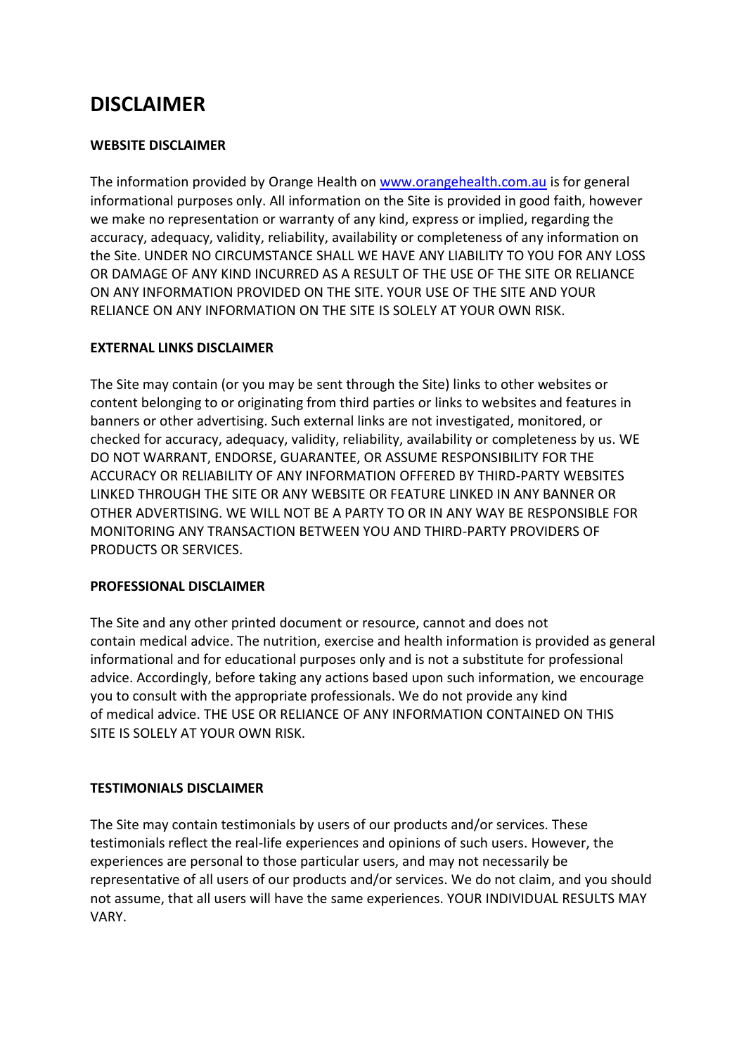# DISCLAIMER

**WEBSITE DISCLAIMER**

The information provided by Orange Health on [www.orangehealth.com.au](http://www.orangehealth.com.au) is for general informational purposes only. All information on the Site is provided in good faith, however we make no representation or warranty of any kind, express or implied, regarding the accuracy, adequacy, validity, reliability, availability or completeness of any information on the Site. UNDER NO CIRCUMSTANCE SHALL WE HAVE ANY LIABILITY TO YOU FOR ANY LOSS OR DAMAGE OF ANY KIND INCURRED AS A RESULT OF THE USE OF THE SITE OR RELIANCE ON ANY INFORMATION PROVIDED ON THE SITE. YOUR USE OF THE SITE AND YOUR RELIANCE ON ANY INFORMATION ON THE SITE IS SOLELY AT YOUR OWN RISK.

**EXTERNAL LINKS DISCLAIMER**

The Site may contain (or you may be sent through the Site) links to other websites or content belonging to or originating from third parties or links to websites and features in banners or other advertising. Such external links are not investigated, monitored, or checked for accuracy, adequacy, validity, reliability, availability or completeness by us. WE DO NOT WARRANT, ENDORSE, GUARANTEE, OR ASSUME RESPONSIBILITY FOR THE ACCURACY OR RELIABILITY OF ANY INFORMATION OFFERED BY THIRD-PARTY WEBSITES LINKED THROUGH THE SITE OR ANY WEBSITE OR FEATURE LINKED IN ANY BANNER OR OTHER ADVERTISING. WE WILL NOT BE A PARTY TO OR IN ANY WAY BE RESPONSIBLE FOR MONITORING ANY TRANSACTION BETWEEN YOU AND THIRD-PARTY PROVIDERS OF PRODUCTS OR SERVICES.

**PROFESSIONAL DISCLAIMER**

The Site and any other printed document or resource, cannot and does not contain medical advice. The nutrition, exercise and health information is provided as general informational and for educational purposes only and is not a substitute for professional advice. Accordingly, before taking any actions based upon such information, we encourage you to consult with the appropriate professionals. We do not provide any kind of medical advice. THE USE OR RELIANCE OF ANY INFORMATION CONTAINED ON THIS SITE IS SOLELY AT YOUR OWN RISK.

**TESTIMONIALS DISCLAIMER**

The Site may contain testimonials by users of our products and/or services. These testimonials reflect the real-life experiences and opinions of such users. However, the experiences are personal to those particular users, and may not necessarily be representative of all users of our products and/or services. We do not claim, and you should not assume, that all users will have the same experiences. YOUR INDIVIDUAL RESULTS MAY VARY.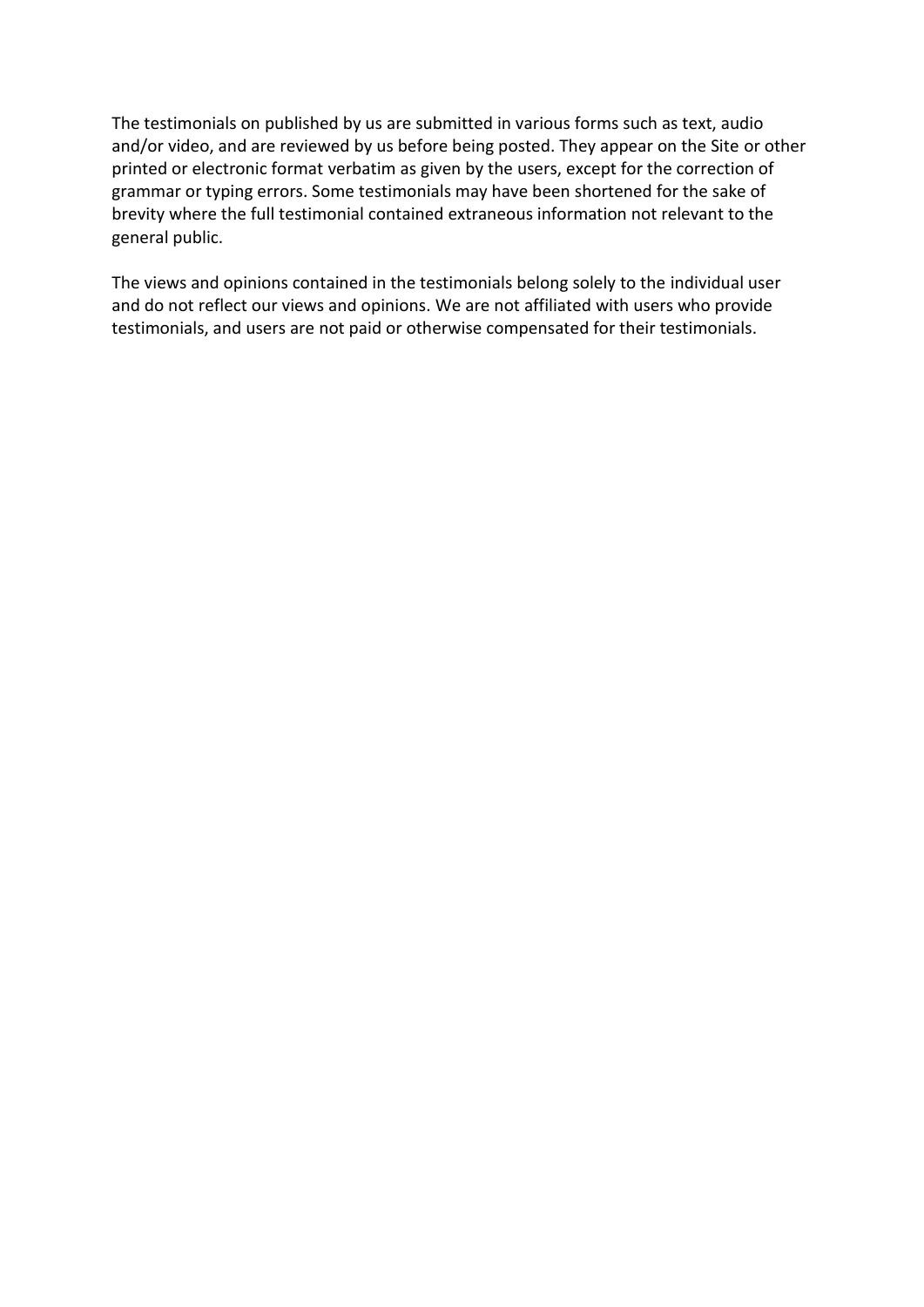The testimonials on published by us are submitted in various forms such as text, audio and/or video, and are reviewed by us before being posted. They appear on the Site or other printed or electronic format verbatim as given by the users, except for the correction of grammar or typing errors. Some testimonials may have been shortened for the sake of brevity where the full testimonial contained extraneous information not relevant to the general public.

The views and opinions contained in the testimonials belong solely to the individual user and do not reflect our views and opinions. We are not affiliated with users who provide testimonials, and users are not paid or otherwise compensated for their testimonials.